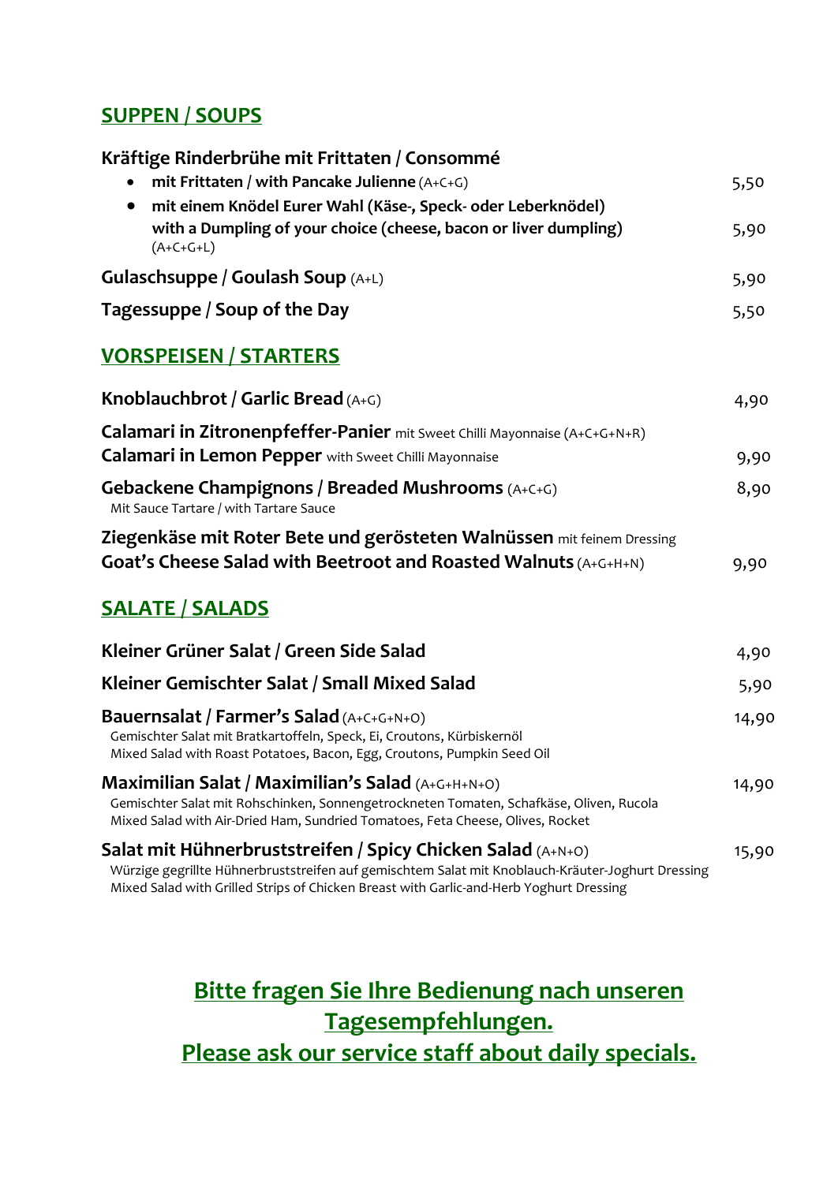## SUPPEN / SOUPS

**Kräftige Rinderbrühe mit Frittaten / Consommé**

- **mit Frittaten / with Pancake Julienne** (A+C+G) — 5,50
- **mit einem Knödel Eurer Wahl (Käse-, Speck- oder Leberknödel)**
  **with a Dumpling of your choice (cheese, bacon or liver dumpling)** (A+C+G+L) — 5,90

**Gulaschsuppe / Goulash Soup** (A+L) — 5,90

**Tagessuppe / Soup of the Day** — 5,50

## VORSPEISEN / STARTERS

**Knoblauchbrot / Garlic Bread** (A+G) — 4,90

**Calamari in Zitronenpfeffer-Panier** mit Sweet Chilli Mayonnaise (A+C+G+N+R)
**Calamari in Lemon Pepper** with Sweet Chilli Mayonnaise — 9,90

**Gebackene Champignons / Breaded Mushrooms** (A+C+G) — 8,90
Mit Sauce Tartare / with Tartare Sauce

**Ziegenkäse mit Roter Bete und gerösteten Walnüssen** mit feinem Dressing
**Goat's Cheese Salad with Beetroot and Roasted Walnuts** (A+G+H+N) — 9,90

## SALATE / SALADS

**Kleiner Grüner Salat / Green Side Salad** — 4,90

**Kleiner Gemischter Salat / Small Mixed Salad** — 5,90

**Bauernsalat / Farmer's Salad** (A+C+G+N+O) — 14,90
Gemischter Salat mit Bratkartoffeln, Speck, Ei, Croutons, Kürbiskernöl
Mixed Salad with Roast Potatoes, Bacon, Egg, Croutons, Pumpkin Seed Oil

**Maximilian Salat / Maximilian's Salad** (A+G+H+N+O) — 14,90
Gemischter Salat mit Rohschinken, Sonnengetrockneten Tomaten, Schafkäse, Oliven, Rucola
Mixed Salad with Air-Dried Ham, Sundried Tomatoes, Feta Cheese, Olives, Rocket

**Salat mit Hühnerbruststreifen / Spicy Chicken Salad** (A+N+O) — 15,90
Würzige gegrillte Hühnerbruststreifen auf gemischtem Salat mit Knoblauch-Kräuter-Joghurt Dressing
Mixed Salad with Grilled Strips of Chicken Breast with Garlic-and-Herb Yoghurt Dressing

**Bitte fragen Sie Ihre Bedienung nach unseren Tagesempfehlungen.**
**Please ask our service staff about daily specials.**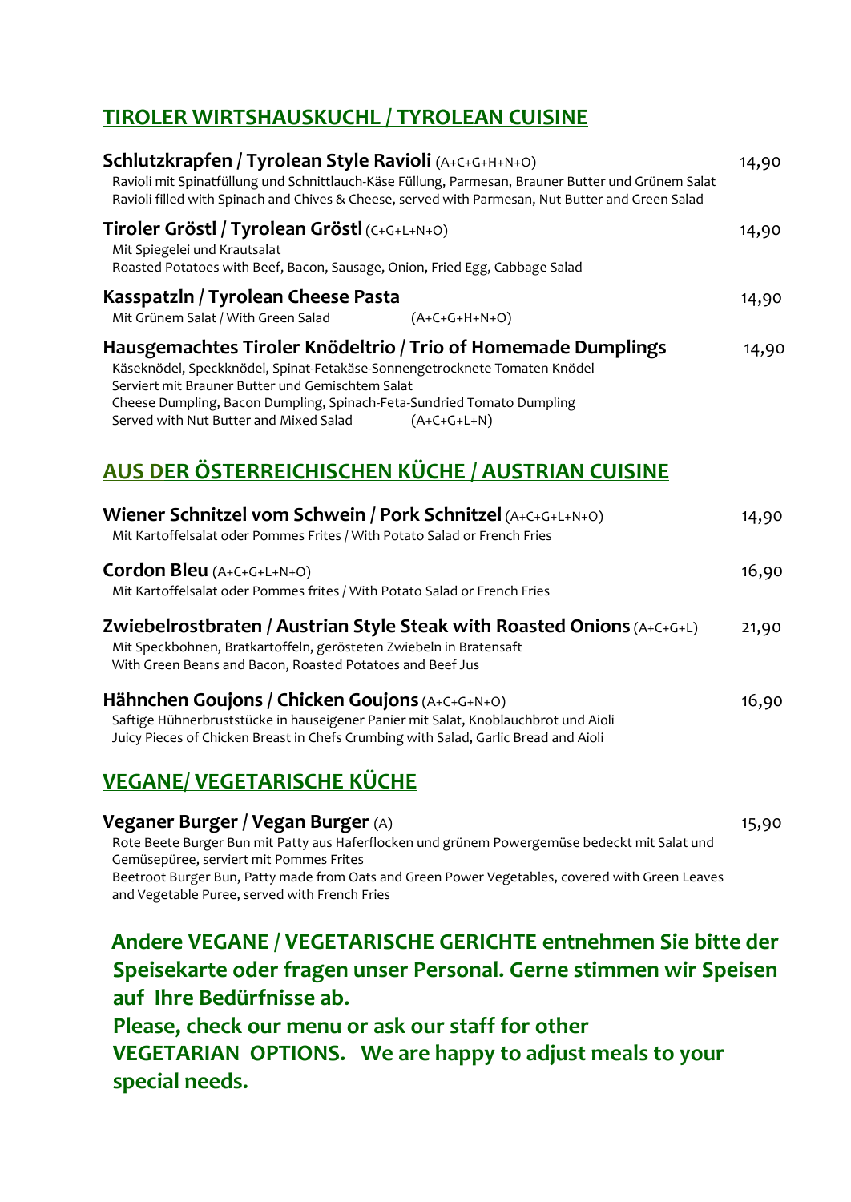## TIROLER WIRTSHAUSKUCHL / TYROLEAN CUISINE

**Schlutzkrapfen / Tyrolean Style Ravioli** (A+C+G+H+N+O) — 14,90
Ravioli mit Spinatfüllung und Schnittlauch-Käse Füllung, Parmesan, Brauner Butter und Grünem Salat
Ravioli filled with Spinach and Chives & Cheese, served with Parmesan, Nut Butter and Green Salad

**Tiroler Gröstl / Tyrolean Gröstl** (C+G+L+N+O) — 14,90
Mit Spiegelei und Krautsalat
Roasted Potatoes with Beef, Bacon, Sausage, Onion, Fried Egg, Cabbage Salad

**Kasspatzln / Tyrolean Cheese Pasta** — 14,90
Mit Grünem Salat / With Green Salad (A+C+G+H+N+O)

**Hausgemachtes Tiroler Knödeltrio / Trio of Homemade Dumplings** — 14,90
Käseknödel, Speckknödel, Spinat-Fetakäse-Sonnengetrocknete Tomaten Knödel
Serviert mit Brauner Butter und Gemischtem Salat
Cheese Dumpling, Bacon Dumpling, Spinach-Feta-Sundried Tomato Dumpling
Served with Nut Butter and Mixed Salad (A+C+G+L+N)

## AUS DER ÖSTERREICHISCHEN KÜCHE / AUSTRIAN CUISINE

**Wiener Schnitzel vom Schwein / Pork Schnitzel** (A+C+G+L+N+O) — 14,90
Mit Kartoffelsalat oder Pommes Frites / With Potato Salad or French Fries

**Cordon Bleu** (A+C+G+L+N+O) — 16,90
Mit Kartoffelsalat oder Pommes frites / With Potato Salad or French Fries

**Zwiebelrostbraten / Austrian Style Steak with Roasted Onions** (A+C+G+L) — 21,90
Mit Speckbohnen, Bratkartoffeln, gerösteten Zwiebeln in Bratensaft
With Green Beans and Bacon, Roasted Potatoes and Beef Jus

**Hähnchen Goujons / Chicken Goujons** (A+C+G+N+O) — 16,90
Saftige Hühnerbruststücke in hauseigener Panier mit Salat, Knoblauchbrot und Aioli
Juicy Pieces of Chicken Breast in Chefs Crumbing with Salad, Garlic Bread and Aioli

## VEGANE/ VEGETARISCHE KÜCHE

**Veganer Burger / Vegan Burger** (A) — 15,90
Rote Beete Burger Bun mit Patty aus Haferflocken und grünem Powergemüse bedeckt mit Salat und Gemüsepüree, serviert mit Pommes Frites
Beetroot Burger Bun, Patty made from Oats and Green Power Vegetables, covered with Green Leaves and Vegetable Puree, served with French Fries

**Andere VEGANE / VEGETARISCHE GERICHTE entnehmen Sie bitte der Speisekarte oder fragen unser Personal. Gerne stimmen wir Speisen auf Ihre Bedürfnisse ab.**
**Please, check our menu or ask our staff for other VEGETARIAN OPTIONS. We are happy to adjust meals to your special needs.**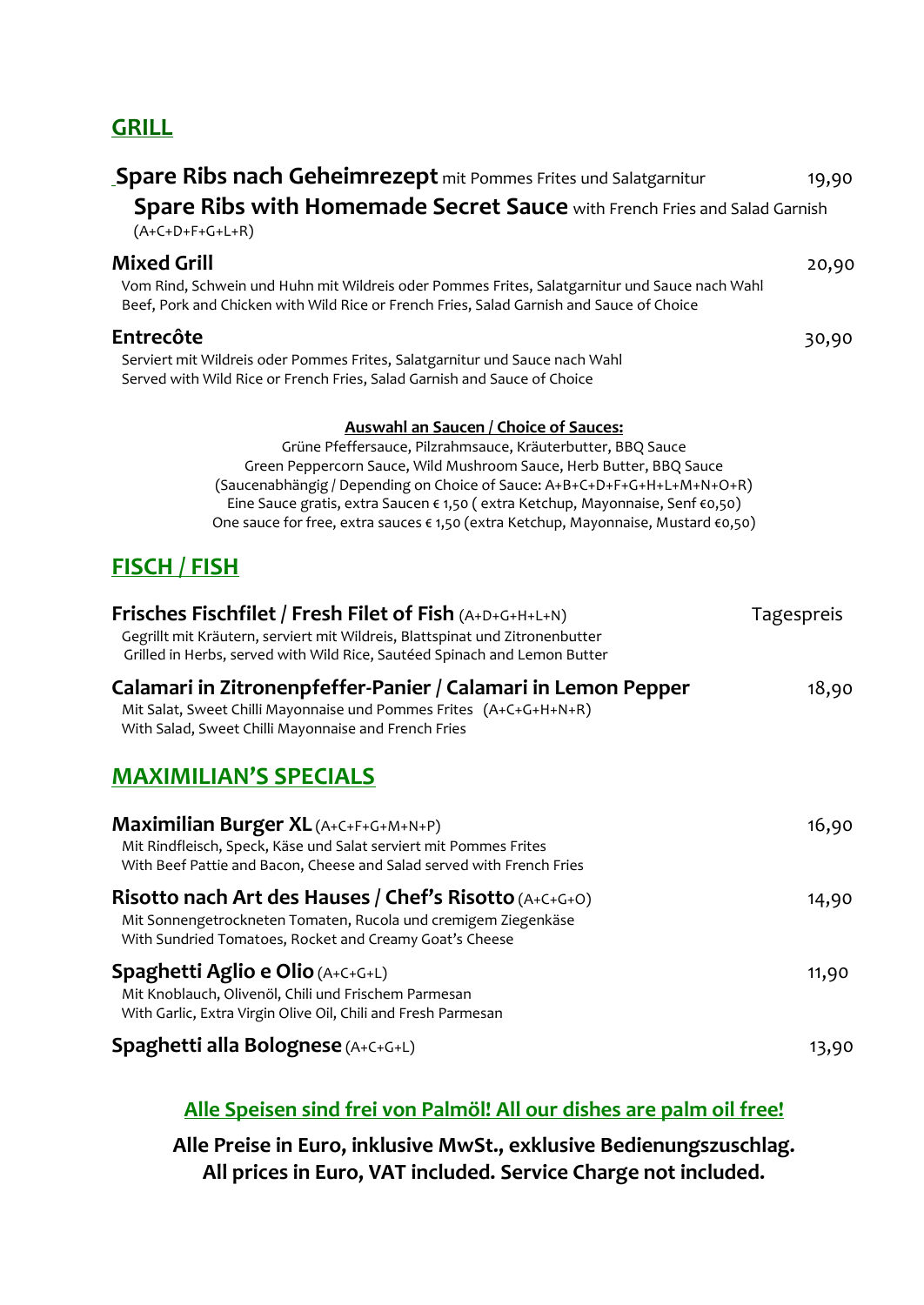## GRILL

**Spare Ribs nach Geheimrezept** mit Pommes Frites und Salatgarnitur — 19,90
**Spare Ribs with Homemade Secret Sauce** with French Fries and Salad Garnish
(A+C+D+F+G+L+R)

**Mixed Grill** — 20,90
Vom Rind, Schwein und Huhn mit Wildreis oder Pommes Frites, Salatgarnitur und Sauce nach Wahl
Beef, Pork and Chicken with Wild Rice or French Fries, Salad Garnish and Sauce of Choice

**Entrecôte** — 30,90
Serviert mit Wildreis oder Pommes Frites, Salatgarnitur und Sauce nach Wahl
Served with Wild Rice or French Fries, Salad Garnish and Sauce of Choice

**Auswahl an Saucen / Choice of Sauces:**
Grüne Pfeffersauce, Pilzrahmsauce, Kräuterbutter, BBQ Sauce
Green Peppercorn Sauce, Wild Mushroom Sauce, Herb Butter, BBQ Sauce
(Saucenabhängig / Depending on Choice of Sauce: A+B+C+D+F+G+H+L+M+N+O+R)
Eine Sauce gratis, extra Saucen € 1,50 ( extra Ketchup, Mayonnaise, Senf €0,50)
One sauce for free, extra sauces € 1,50 (extra Ketchup, Mayonnaise, Mustard €0,50)

## FISCH / FISH

**Frisches Fischfilet / Fresh Filet of Fish** (A+D+G+H+L+N) — Tagespreis
Gegrillt mit Kräutern, serviert mit Wildreis, Blattspinat und Zitronenbutter
Grilled in Herbs, served with Wild Rice, Sautéed Spinach and Lemon Butter

**Calamari in Zitronenpfeffer-Panier / Calamari in Lemon Pepper** — 18,90
Mit Salat, Sweet Chilli Mayonnaise und Pommes Frites (A+C+G+H+N+R)
With Salad, Sweet Chilli Mayonnaise and French Fries

## MAXIMILIAN'S SPECIALS

**Maximilian Burger XL** (A+C+F+G+M+N+P) — 16,90
Mit Rindfleisch, Speck, Käse und Salat serviert mit Pommes Frites
With Beef Pattie and Bacon, Cheese and Salad served with French Fries

**Risotto nach Art des Hauses / Chef's Risotto** (A+C+G+O) — 14,90
Mit Sonnengetrockneten Tomaten, Rucola und cremigem Ziegenkäse
With Sundried Tomatoes, Rocket and Creamy Goat's Cheese

**Spaghetti Aglio e Olio** (A+C+G+L) — 11,90
Mit Knoblauch, Olivenöl, Chili und Frischem Parmesan
With Garlic, Extra Virgin Olive Oil, Chili and Fresh Parmesan

**Spaghetti alla Bolognese** (A+C+G+L) — 13,90

**Alle Speisen sind frei von Palmöl! All our dishes are palm oil free!**

**Alle Preise in Euro, inklusive MwSt., exklusive Bedienungszuschlag.**
**All prices in Euro, VAT included. Service Charge not included.**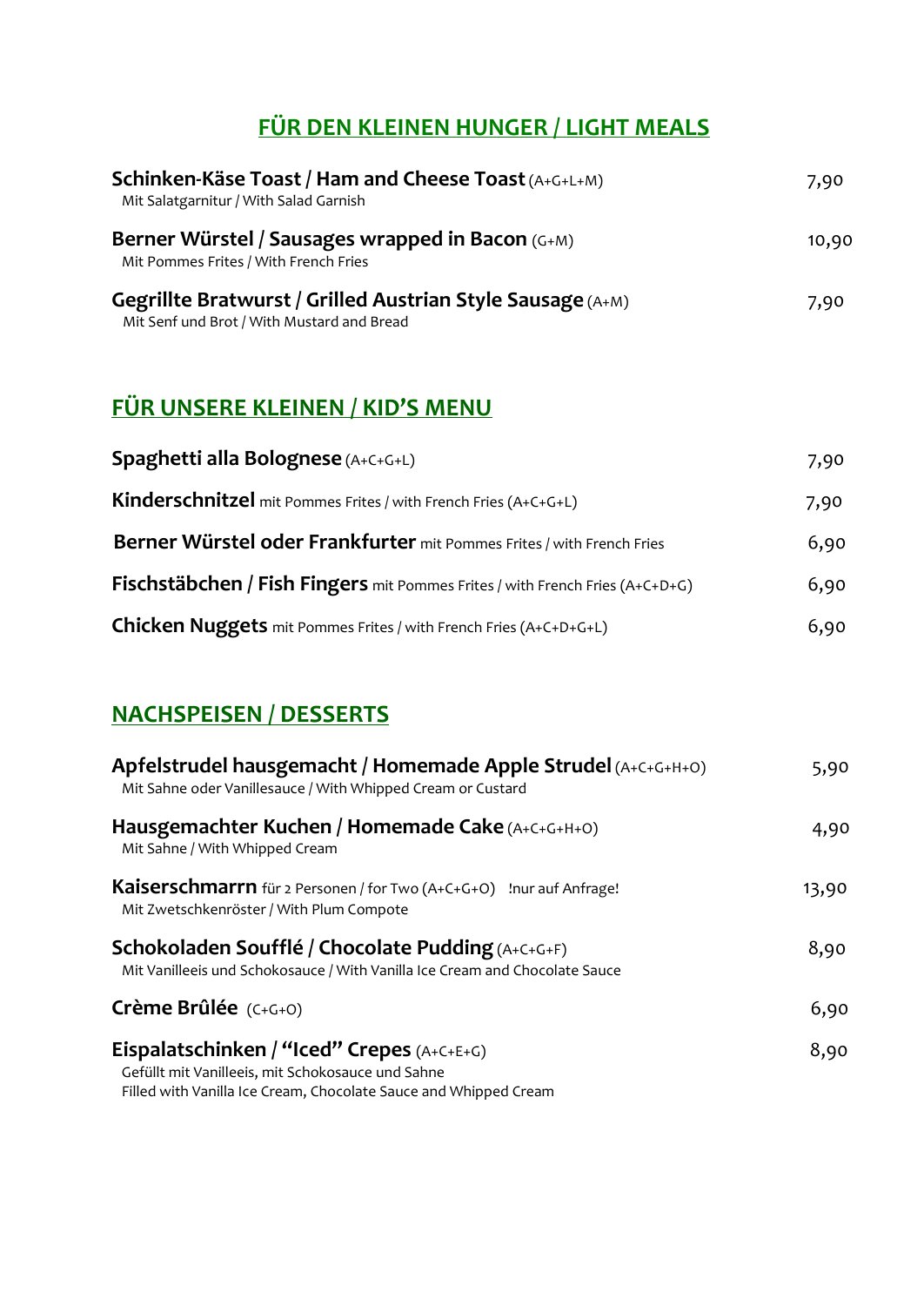## FÜR DEN KLEINEN HUNGER / LIGHT MEALS

| | |
|---|---|
| **Schinken-Käse Toast / Ham and Cheese Toast** (A+G+L+M)<br>Mit Salatgarnitur / With Salad Garnish | 7,90 |
| **Berner Würstel / Sausages wrapped in Bacon** (G+M)<br>Mit Pommes Frites / With French Fries | 10,90 |
| **Gegrillte Bratwurst / Grilled Austrian Style Sausage** (A+M)<br>Mit Senf und Brot / With Mustard and Bread | 7,90 |

## FÜR UNSERE KLEINEN / KID'S MENU

| | |
|---|---|
| **Spaghetti alla Bolognese** (A+C+G+L) | 7,90 |
| **Kinderschnitzel** mit Pommes Frites / with French Fries (A+C+G+L) | 7,90 |
| **Berner Würstel oder Frankfurter** mit Pommes Frites / with French Fries | 6,90 |
| **Fischstäbchen / Fish Fingers** mit Pommes Frites / with French Fries (A+C+D+G) | 6,90 |
| **Chicken Nuggets** mit Pommes Frites / with French Fries (A+C+D+G+L) | 6,90 |

## NACHSPEISEN / DESSERTS

| | |
|---|---|
| **Apfelstrudel hausgemacht / Homemade Apple Strudel** (A+C+G+H+O)<br>Mit Sahne oder Vanillesauce / With Whipped Cream or Custard | 5,90 |
| **Hausgemachter Kuchen / Homemade Cake** (A+C+G+H+O)<br>Mit Sahne / With Whipped Cream | 4,90 |
| **Kaiserschmarrn** für 2 Personen / for Two (A+C+G+O) !nur auf Anfrage!<br>Mit Zwetschkenröster / With Plum Compote | 13,90 |
| **Schokoladen Soufflé / Chocolate Pudding** (A+C+G+F)<br>Mit Vanilleeis und Schokosauce / With Vanilla Ice Cream and Chocolate Sauce | 8,90 |
| **Crème Brûlée** (C+G+O) | 6,90 |
| **Eispalatschinken / "Iced" Crepes** (A+C+E+G)<br>Gefüllt mit Vanilleeis, mit Schokosauce und Sahne<br>Filled with Vanilla Ice Cream, Chocolate Sauce and Whipped Cream | 8,90 |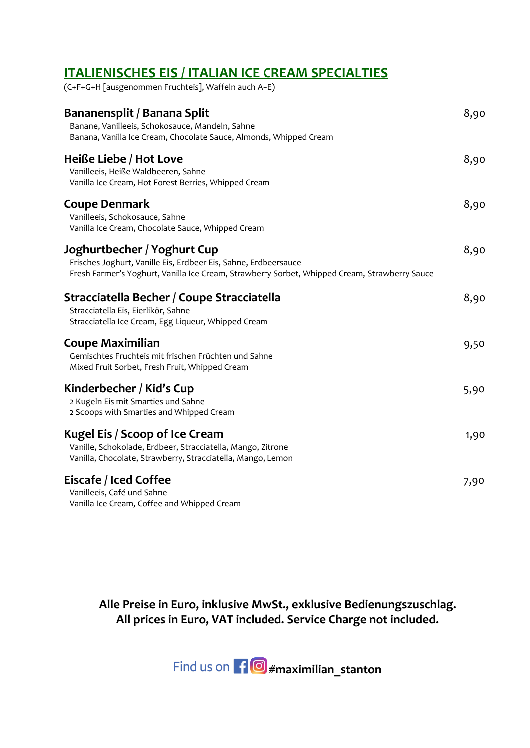## ITALIENISCHES EIS / ITALIAN ICE CREAM SPECIALTIES

(C+F+G+H [ausgenommen Fruchteis], Waffeln auch A+E)

**Bananensplit / Banana Split** — 8,90
Banane, Vanilleeis, Schokosauce, Mandeln, Sahne
Banana, Vanilla Ice Cream, Chocolate Sauce, Almonds, Whipped Cream

**Heiße Liebe / Hot Love** — 8,90
Vanilleeis, Heiße Waldbeeren, Sahne
Vanilla Ice Cream, Hot Forest Berries, Whipped Cream

**Coupe Denmark** — 8,90
Vanilleeis, Schokosauce, Sahne
Vanilla Ice Cream, Chocolate Sauce, Whipped Cream

**Joghurtbecher / Yoghurt Cup** — 8,90
Frisches Joghurt, Vanille Eis, Erdbeer Eis, Sahne, Erdbeersauce
Fresh Farmer's Yoghurt, Vanilla Ice Cream, Strawberry Sorbet, Whipped Cream, Strawberry Sauce

**Stracciatella Becher / Coupe Stracciatella** — 8,90
Stracciatella Eis, Eierlikör, Sahne
Stracciatella Ice Cream, Egg Liqueur, Whipped Cream

**Coupe Maximilian** — 9,50
Gemischtes Fruchteis mit frischen Früchten und Sahne
Mixed Fruit Sorbet, Fresh Fruit, Whipped Cream

**Kinderbecher / Kid's Cup** — 5,90
2 Kugeln Eis mit Smarties und Sahne
2 Scoops with Smarties and Whipped Cream

**Kugel Eis / Scoop of Ice Cream** — 1,90
Vanille, Schokolade, Erdbeer, Stracciatella, Mango, Zitrone
Vanilla, Chocolate, Strawberry, Stracciatella, Mango, Lemon

**Eiscafe / Iced Coffee** — 7,90
Vanilleeis, Café und Sahne
Vanilla Ice Cream, Coffee and Whipped Cream

**Alle Preise in Euro, inklusive MwSt., exklusive Bedienungszuschlag.**
**All prices in Euro, VAT included. Service Charge not included.**

Find us on **#maximilian_stanton**